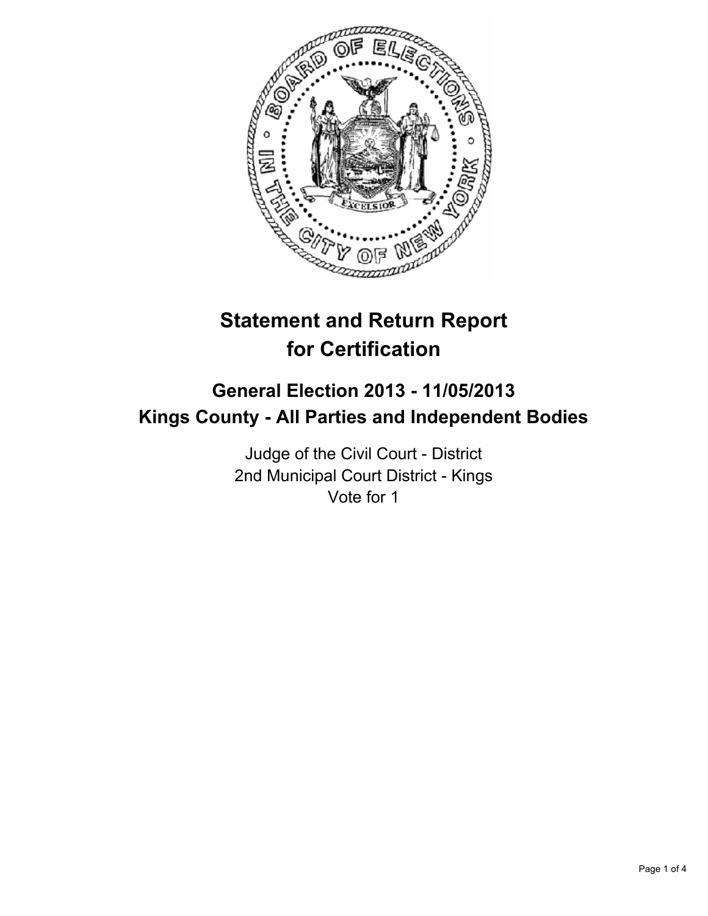# Statement and Return Report for Certification

## General Election 2013 - 11/05/2013
## Kings County - All Parties and Independent Bodies

Judge of the Civil Court - District
2nd Municipal Court District - Kings
Vote for 1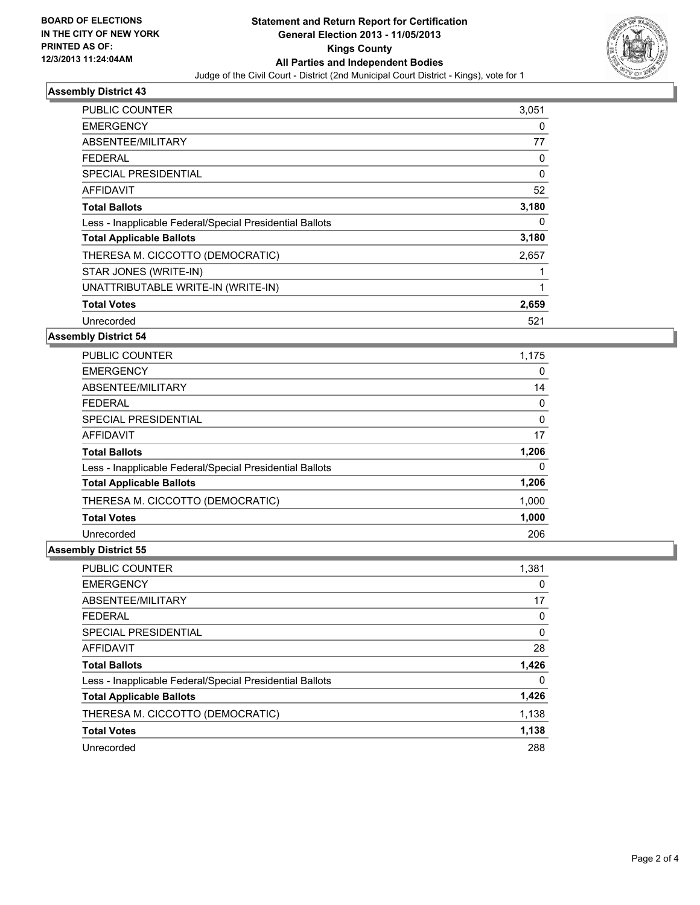**BOARD OF ELECTIONS IN THE CITY OF NEW YORK PRINTED AS OF: 12/3/2013 11:24:04AM**

# Statement and Return Report for Certification
## General Election 2013 - 11/05/2013
## Kings County
## All Parties and Independent Bodies

Judge of the Civil Court - District (2nd Municipal Court District - Kings), vote for 1

### Assembly District 43

| | |
|---|---|
| PUBLIC COUNTER | 3,051 |
| EMERGENCY | 0 |
| ABSENTEE/MILITARY | 77 |
| FEDERAL | 0 |
| SPECIAL PRESIDENTIAL | 0 |
| AFFIDAVIT | 52 |
| **Total Ballots** | **3,180** |
| Less - Inapplicable Federal/Special Presidential Ballots | 0 |
| **Total Applicable Ballots** | **3,180** |
| THERESA M. CICCOTTO (DEMOCRATIC) | 2,657 |
| STAR JONES (WRITE-IN) | 1 |
| UNATTRIBUTABLE WRITE-IN (WRITE-IN) | 1 |
| **Total Votes** | **2,659** |
| Unrecorded | 521 |

### Assembly District 54

| | |
|---|---|
| PUBLIC COUNTER | 1,175 |
| EMERGENCY | 0 |
| ABSENTEE/MILITARY | 14 |
| FEDERAL | 0 |
| SPECIAL PRESIDENTIAL | 0 |
| AFFIDAVIT | 17 |
| **Total Ballots** | **1,206** |
| Less - Inapplicable Federal/Special Presidential Ballots | 0 |
| **Total Applicable Ballots** | **1,206** |
| THERESA M. CICCOTTO (DEMOCRATIC) | 1,000 |
| **Total Votes** | **1,000** |
| Unrecorded | 206 |

### Assembly District 55

| | |
|---|---|
| PUBLIC COUNTER | 1,381 |
| EMERGENCY | 0 |
| ABSENTEE/MILITARY | 17 |
| FEDERAL | 0 |
| SPECIAL PRESIDENTIAL | 0 |
| AFFIDAVIT | 28 |
| **Total Ballots** | **1,426** |
| Less - Inapplicable Federal/Special Presidential Ballots | 0 |
| **Total Applicable Ballots** | **1,426** |
| THERESA M. CICCOTTO (DEMOCRATIC) | 1,138 |
| **Total Votes** | **1,138** |
| Unrecorded | 288 |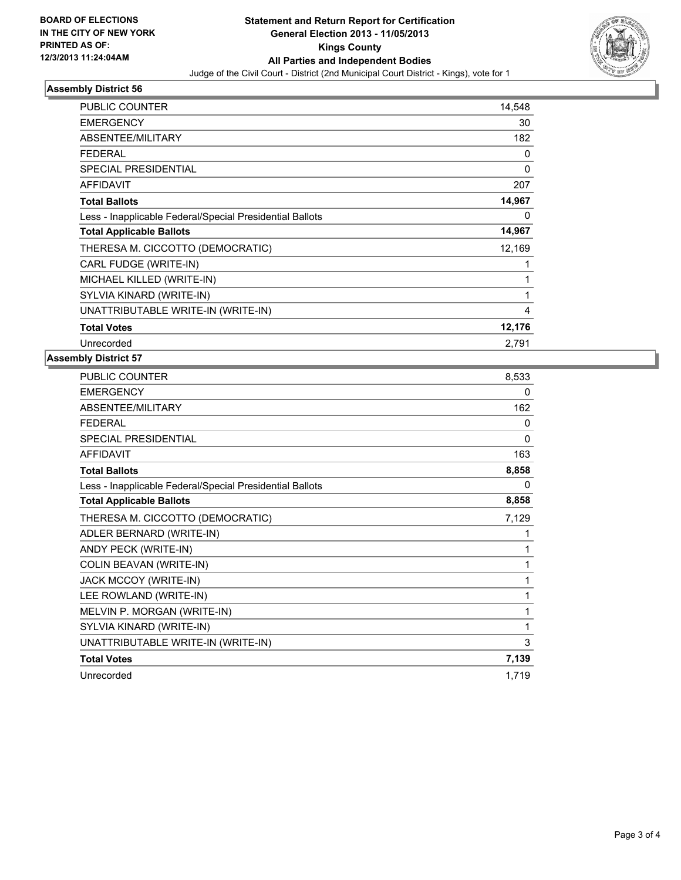**BOARD OF ELECTIONS IN THE CITY OF NEW YORK PRINTED AS OF: 12/3/2013 11:24:04AM**

**Statement and Return Report for Certification General Election 2013 - 11/05/2013 Kings County All Parties and Independent Bodies**

Judge of the Civil Court - District (2nd Municipal Court District - Kings), vote for 1

## Assembly District 56

| | |
|---|---|
| PUBLIC COUNTER | 14,548 |
| EMERGENCY | 30 |
| ABSENTEE/MILITARY | 182 |
| FEDERAL | 0 |
| SPECIAL PRESIDENTIAL | 0 |
| AFFIDAVIT | 207 |
| **Total Ballots** | **14,967** |
| Less - Inapplicable Federal/Special Presidential Ballots | 0 |
| **Total Applicable Ballots** | **14,967** |
| THERESA M. CICCOTTO (DEMOCRATIC) | 12,169 |
| CARL FUDGE (WRITE-IN) | 1 |
| MICHAEL KILLED (WRITE-IN) | 1 |
| SYLVIA KINARD (WRITE-IN) | 1 |
| UNATTRIBUTABLE WRITE-IN (WRITE-IN) | 4 |
| **Total Votes** | **12,176** |
| Unrecorded | 2,791 |

## Assembly District 57

| | |
|---|---|
| PUBLIC COUNTER | 8,533 |
| EMERGENCY | 0 |
| ABSENTEE/MILITARY | 162 |
| FEDERAL | 0 |
| SPECIAL PRESIDENTIAL | 0 |
| AFFIDAVIT | 163 |
| **Total Ballots** | **8,858** |
| Less - Inapplicable Federal/Special Presidential Ballots | 0 |
| **Total Applicable Ballots** | **8,858** |
| THERESA M. CICCOTTO (DEMOCRATIC) | 7,129 |
| ADLER BERNARD (WRITE-IN) | 1 |
| ANDY PECK (WRITE-IN) | 1 |
| COLIN BEAVAN (WRITE-IN) | 1 |
| JACK MCCOY (WRITE-IN) | 1 |
| LEE ROWLAND (WRITE-IN) | 1 |
| MELVIN P. MORGAN (WRITE-IN) | 1 |
| SYLVIA KINARD (WRITE-IN) | 1 |
| UNATTRIBUTABLE WRITE-IN (WRITE-IN) | 3 |
| **Total Votes** | **7,139** |
| Unrecorded | 1,719 |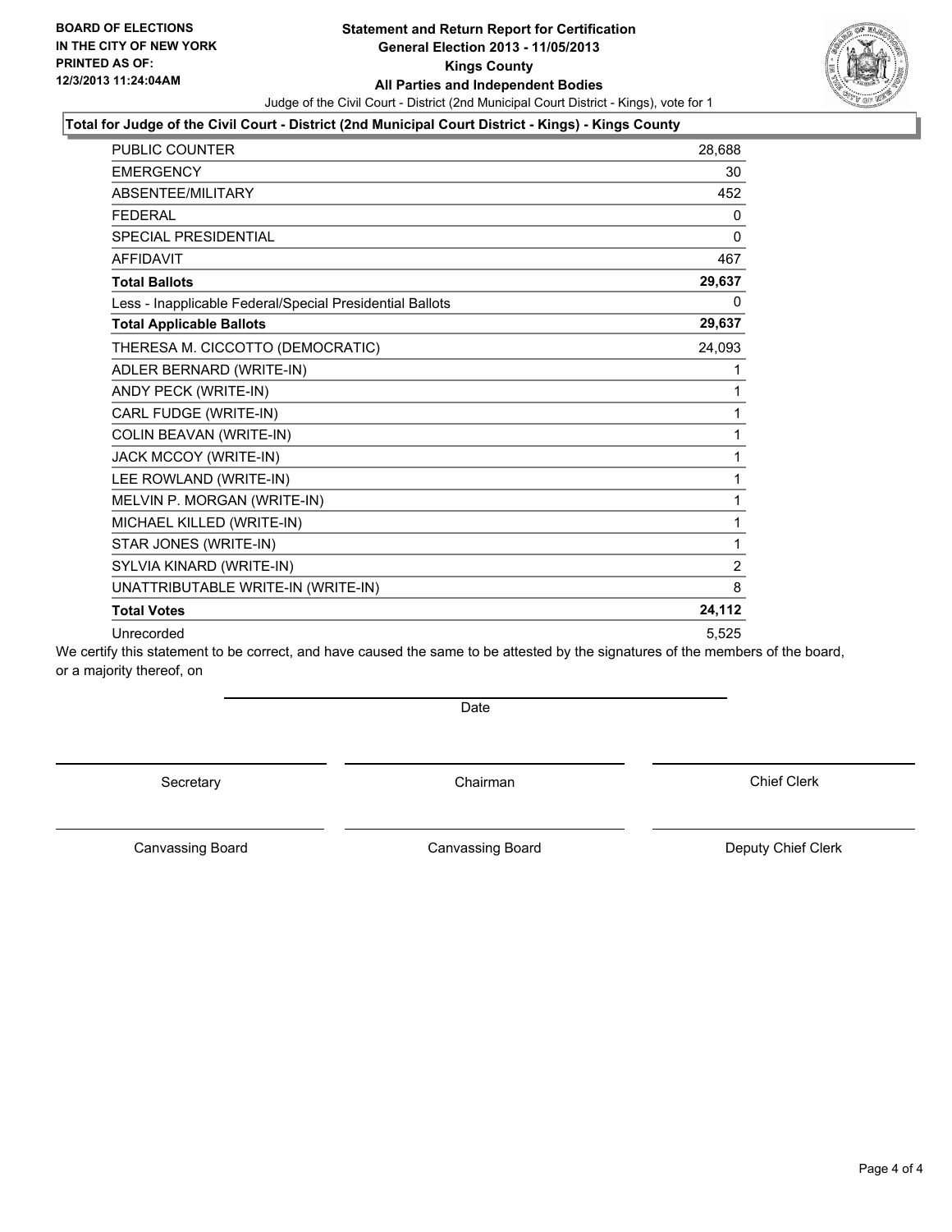**BOARD OF ELECTIONS IN THE CITY OF NEW YORK PRINTED AS OF: 12/3/2013 11:24:04AM**

# Statement and Return Report for Certification
## General Election 2013 - 11/05/2013
## Kings County
## All Parties and Independent Bodies

Judge of the Civil Court - District (2nd Municipal Court District - Kings), vote for 1

**Total for Judge of the Civil Court - District (2nd Municipal Court District - Kings) - Kings County**

| | |
|---|---|
| PUBLIC COUNTER | 28,688 |
| EMERGENCY | 30 |
| ABSENTEE/MILITARY | 452 |
| FEDERAL | 0 |
| SPECIAL PRESIDENTIAL | 0 |
| AFFIDAVIT | 467 |
| **Total Ballots** | **29,637** |
| Less - Inapplicable Federal/Special Presidential Ballots | 0 |
| **Total Applicable Ballots** | **29,637** |
| THERESA M. CICCOTTO (DEMOCRATIC) | 24,093 |
| ADLER BERNARD (WRITE-IN) | 1 |
| ANDY PECK (WRITE-IN) | 1 |
| CARL FUDGE (WRITE-IN) | 1 |
| COLIN BEAVAN (WRITE-IN) | 1 |
| JACK MCCOY (WRITE-IN) | 1 |
| LEE ROWLAND (WRITE-IN) | 1 |
| MELVIN P. MORGAN (WRITE-IN) | 1 |
| MICHAEL KILLED (WRITE-IN) | 1 |
| STAR JONES (WRITE-IN) | 1 |
| SYLVIA KINARD (WRITE-IN) | 2 |
| UNATTRIBUTABLE WRITE-IN (WRITE-IN) | 8 |
| **Total Votes** | **24,112** |
| Unrecorded | 5,525 |

We certify this statement to be correct, and have caused the same to be attested by the signatures of the members of the board, or a majority thereof, on

Date

Secretary | Chairman | Chief Clerk

Canvassing Board | Canvassing Board | Deputy Chief Clerk